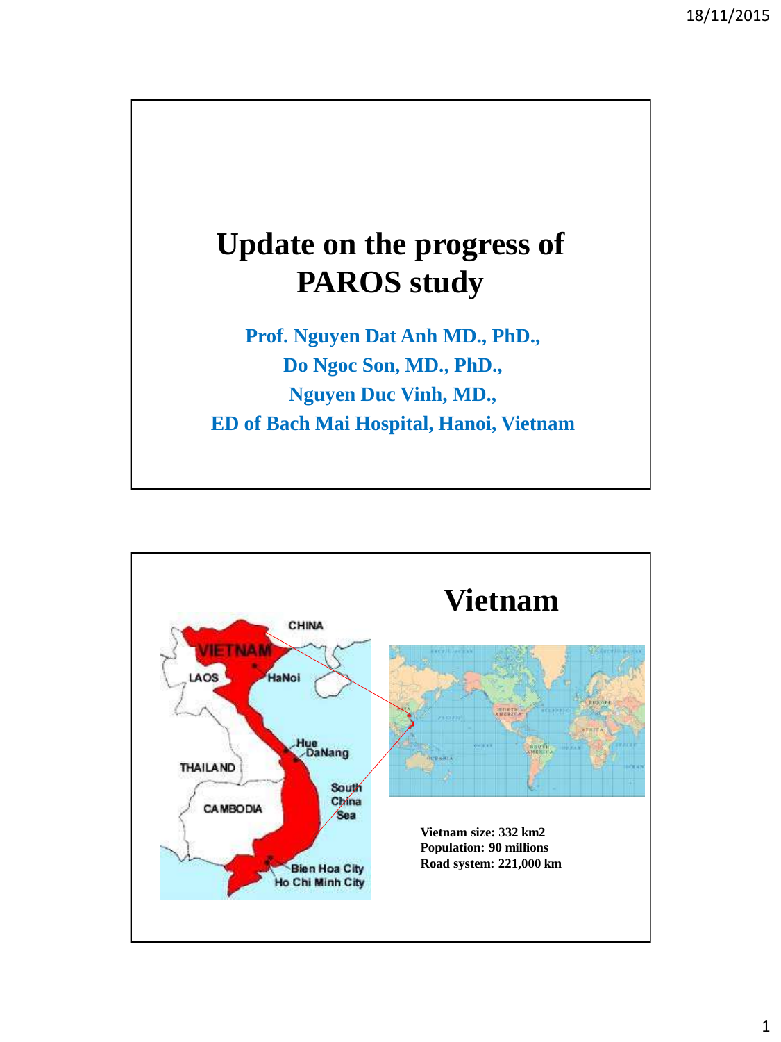# Update on the progress of PAROS study

**Prof. Nguyen Dat Anh MD., PhD.,**
**Do Ngoc Son, MD., PhD.,**
**Nguyen Duc Vinh, MD.,**
**ED of Bach Mai Hospital, Hanoi, Vietnam**

---

# Vietnam

**Vietnam size: 332 km2**
**Population: 90 millions**
**Road system: 221,000 km**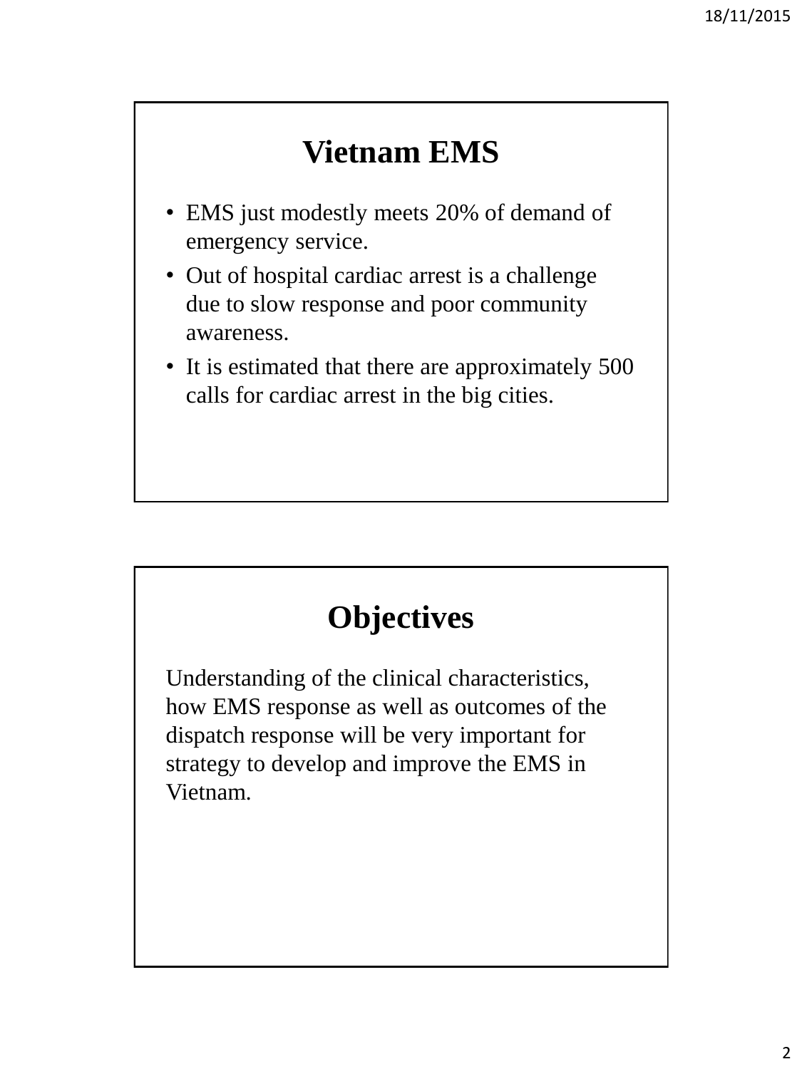## Vietnam EMS

- EMS just modestly meets 20% of demand of emergency service.
- Out of hospital cardiac arrest is a challenge due to slow response and poor community awareness.
- It is estimated that there are approximately 500 calls for cardiac arrest in the big cities.

## Objectives

Understanding of the clinical characteristics, how EMS response as well as outcomes of the dispatch response will be very important for strategy to develop and improve the EMS in Vietnam.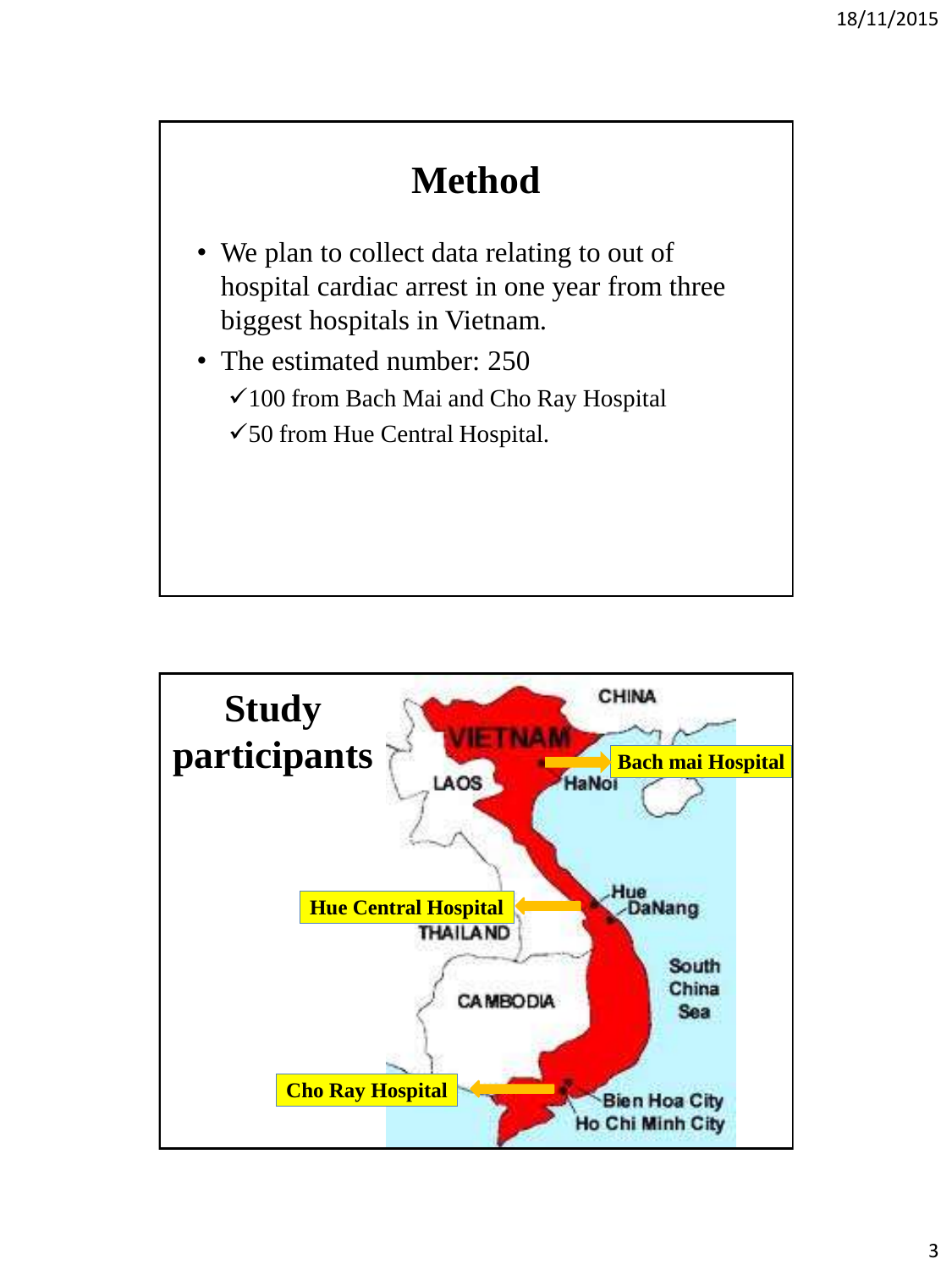# Method

- We plan to collect data relating to out of hospital cardiac arrest in one year from three biggest hospitals in Vietnam.
- The estimated number: 250
  - ✓100 from Bach Mai and Cho Ray Hospital
  - ✓50 from Hue Central Hospital.

# Study participants

Bach mai Hospital

Hue Central Hospital

Cho Ray Hospital

CHINA

VIETNAM

HaNoi

LAOS

THAILAND

CAMBODIA

Hue

DaNang

South China Sea

Bien Hoa City

Ho Chi Minh City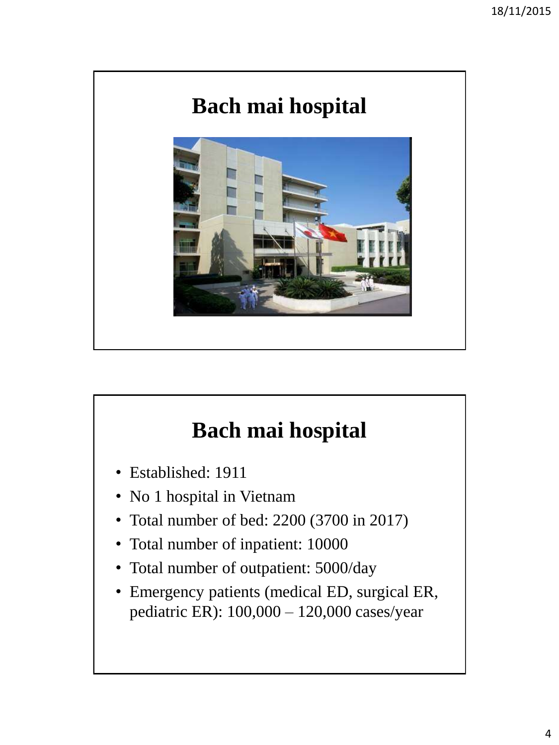# Bach mai hospital

# Bach mai hospital

- Established: 1911
- No 1 hospital in Vietnam
- Total number of bed: 2200 (3700 in 2017)
- Total number of inpatient: 10000
- Total number of outpatient: 5000/day
- Emergency patients (medical ED, surgical ER, pediatric ER): 100,000 – 120,000 cases/year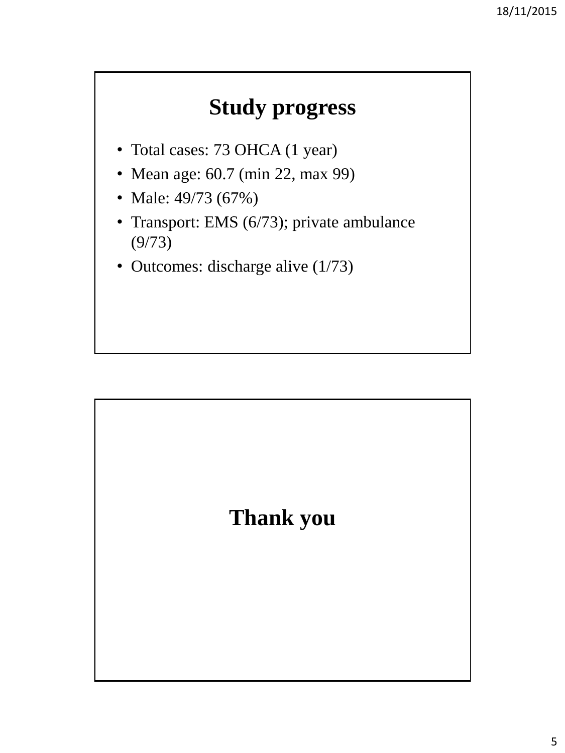## Study progress

- Total cases: 73 OHCA (1 year)
- Mean age: 60.7 (min 22, max 99)
- Male: 49/73 (67%)
- Transport: EMS (6/73); private ambulance (9/73)
- Outcomes: discharge alive (1/73)

## Thank you